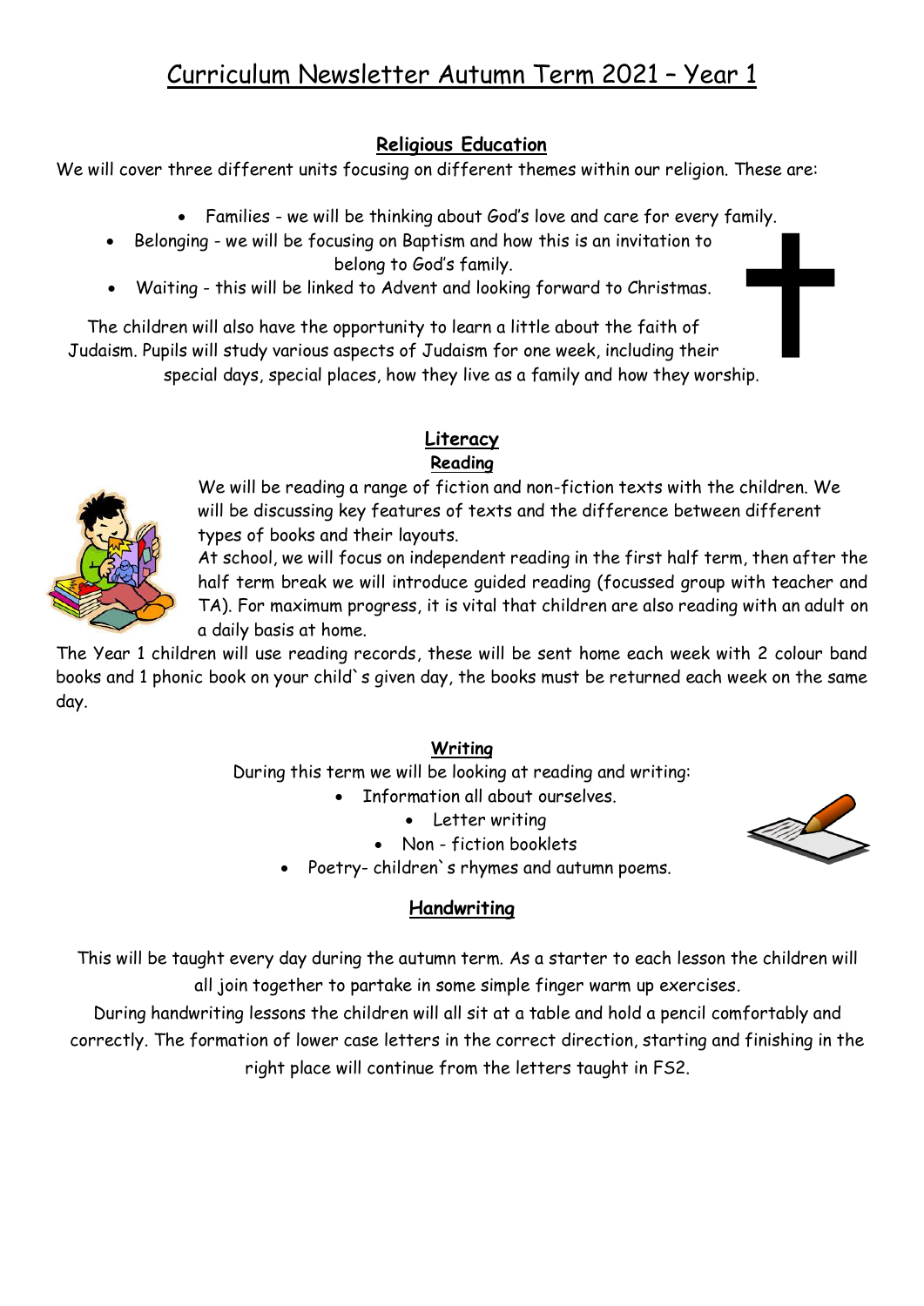# Curriculum Newsletter Autumn Term 2021 – Year 1

## Religious Education

We will cover three different units focusing on different themes within our religion. These are:

- Families - we will be thinking about God's love and care for every family.
- Belonging - we will be focusing on Baptism and how this is an invitation to belong to God's family.
- Waiting - this will be linked to Advent and looking forward to Christmas.

The children will also have the opportunity to learn a little about the faith of Judaism. Pupils will study various aspects of Judaism for one week, including their special days, special places, how they live as a family and how they worship.

## Literacy

### Reading

We will be reading a range of fiction and non-fiction texts with the children. We will be discussing key features of texts and the difference between different types of books and their layouts.

At school, we will focus on independent reading in the first half term, then after the half term break we will introduce guided reading (focussed group with teacher and TA). For maximum progress, it is vital that children are also reading with an adult on a daily basis at home.

The Year 1 children will use reading records, these will be sent home each week with 2 colour band books and 1 phonic book on your child`s given day, the books must be returned each week on the same day.

### Writing

During this term we will be looking at reading and writing:

- Information all about ourselves.
- Letter writing
- Non - fiction booklets
- Poetry- children`s rhymes and autumn poems.

## Handwriting

This will be taught every day during the autumn term. As a starter to each lesson the children will all join together to partake in some simple finger warm up exercises.

During handwriting lessons the children will all sit at a table and hold a pencil comfortably and correctly. The formation of lower case letters in the correct direction, starting and finishing in the right place will continue from the letters taught in FS2.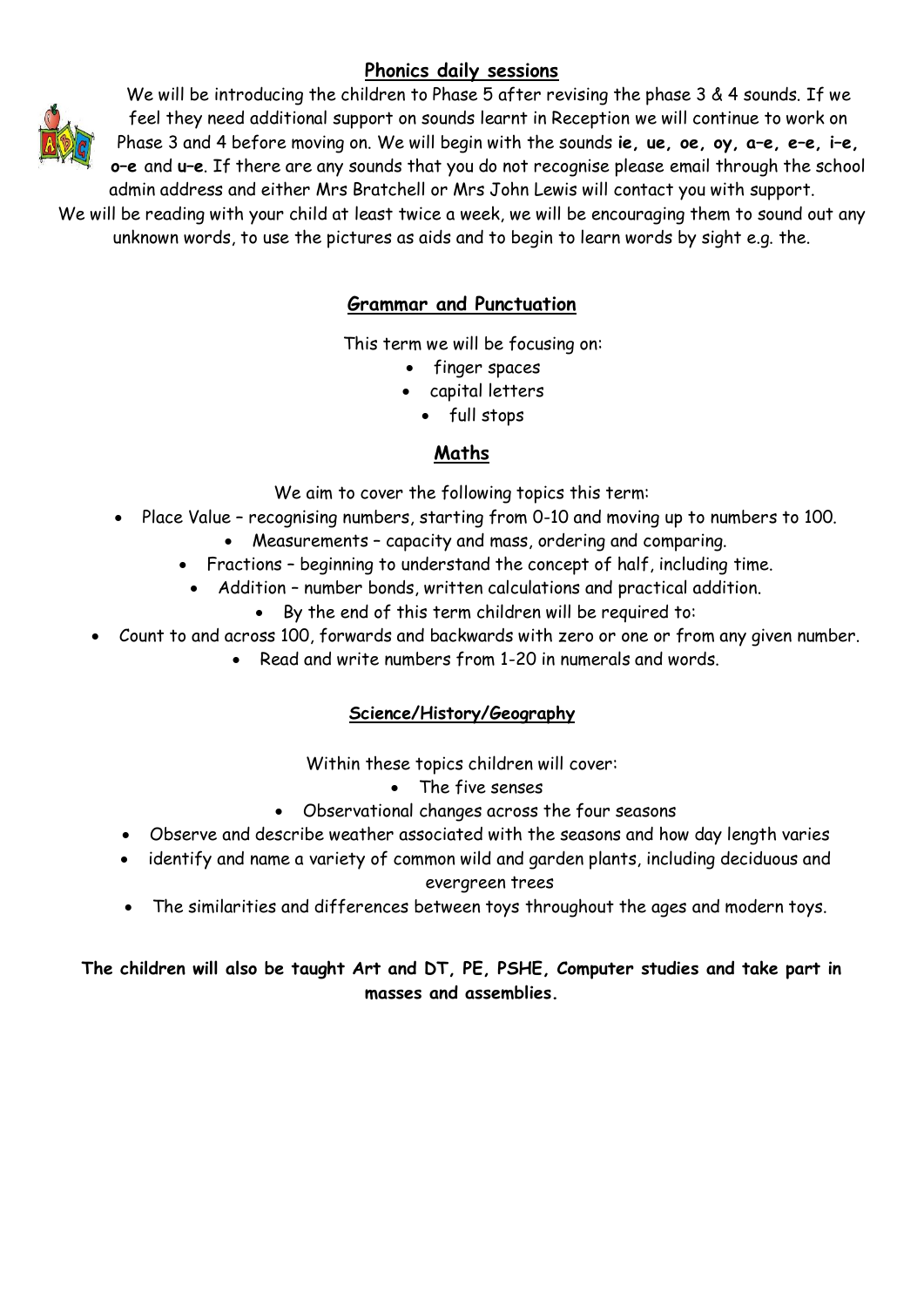## Phonics daily sessions

We will be introducing the children to Phase 5 after revising the phase 3 & 4 sounds. If we feel they need additional support on sounds learnt in Reception we will continue to work on Phase 3 and 4 before moving on. We will begin with the sounds **ie, ue, oe, oy, a–e, e–e, i–e, o–e** and **u–e**. If there are any sounds that you do not recognise please email through the school admin address and either Mrs Bratchell or Mrs John Lewis will contact you with support. We will be reading with your child at least twice a week, we will be encouraging them to sound out any unknown words, to use the pictures as aids and to begin to learn words by sight e.g. the.

## Grammar and Punctuation

This term we will be focusing on:

- finger spaces
- capital letters
- full stops

## Maths

We aim to cover the following topics this term:

- Place Value – recognising numbers, starting from 0-10 and moving up to numbers to 100.
- Measurements – capacity and mass, ordering and comparing.
- Fractions – beginning to understand the concept of half, including time.
- Addition – number bonds, written calculations and practical addition.
- By the end of this term children will be required to:
- Count to and across 100, forwards and backwards with zero or one or from any given number.
- Read and write numbers from 1-20 in numerals and words.

## Science/History/Geography

Within these topics children will cover:

- The five senses
- Observational changes across the four seasons
- Observe and describe weather associated with the seasons and how day length varies
- identify and name a variety of common wild and garden plants, including deciduous and evergreen trees
- The similarities and differences between toys throughout the ages and modern toys.

**The children will also be taught Art and DT, PE, PSHE, Computer studies and take part in masses and assemblies.**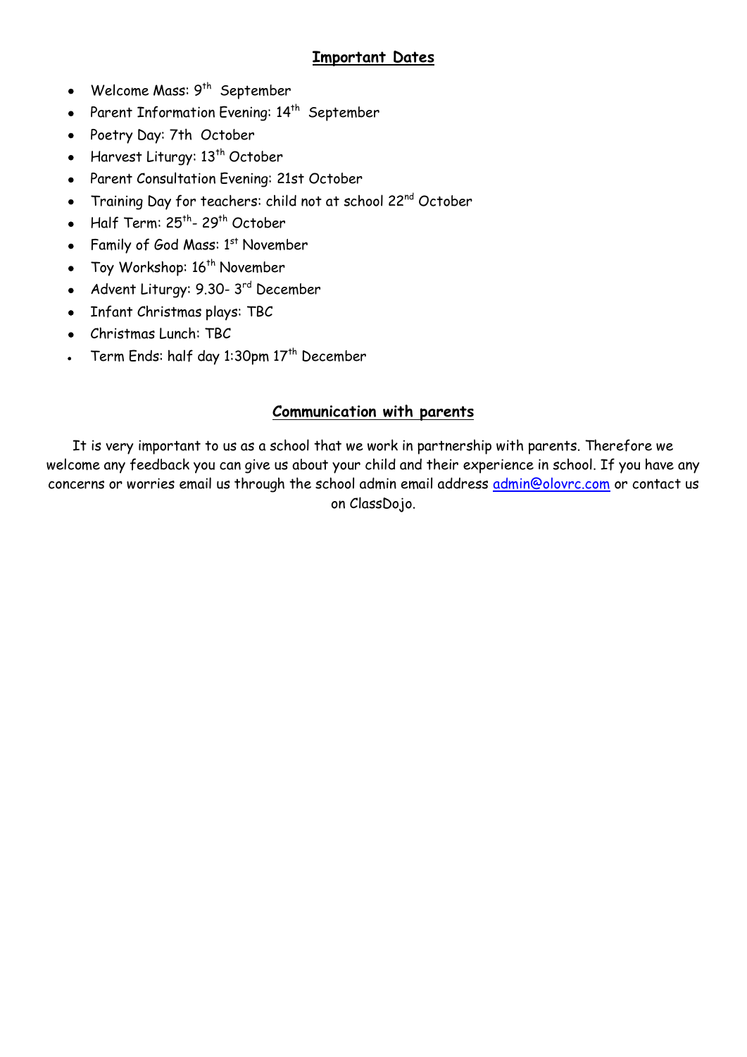## Important Dates

- Welcome Mass: 9th September
- Parent Information Evening: 14th September
- Poetry Day: 7th October
- Harvest Liturgy: 13th October
- Parent Consultation Evening: 21st October
- Training Day for teachers: child not at school 22nd October
- Half Term: 25th- 29th October
- Family of God Mass: 1st November
- Toy Workshop: 16th November
- Advent Liturgy: 9.30- 3rd December
- Infant Christmas plays: TBC
- Christmas Lunch: TBC
- Term Ends: half day 1:30pm 17th December

## Communication with parents

It is very important to us as a school that we work in partnership with parents. Therefore we welcome any feedback you can give us about your child and their experience in school. If you have any concerns or worries email us through the school admin email address admin@olovrc.com or contact us on ClassDojo.